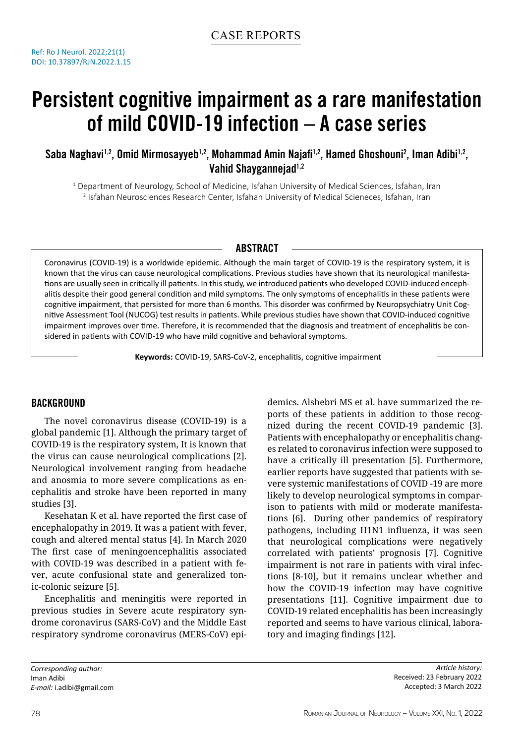CASE REPORTS

Ref: Ro J Neurol. 2022;21(1)
DOI: 10.37897/RJN.2022.1.15

# Persistent cognitive impairment as a rare manifestation of mild COVID-19 infection – A case series

**Saba Naghavi[1,2], Omid Mirmosayyeb[1,2], Mohammad Amin Najafi[1,2], Hamed Ghoshouni[2], Iman Adibi[1,2], Vahid Shaygannejad[1,2]**

[1] Department of Neurology, School of Medicine, Isfahan University of Medical Sciences, Isfahan, Iran
[2] Isfahan Neurosciences Research Center, Isfahan University of Medical Scieneces, Isfahan, Iran

## ABSTRACT

Coronavirus (COVID-19) is a worldwide epidemic. Although the main target of COVID-19 is the respiratory system, it is known that the virus can cause neurological complications. Previous studies have shown that its neurological manifestations are usually seen in critically ill patients. In this study, we introduced patients who developed COVID-induced encephalitis despite their good general condition and mild symptoms. The only symptoms of encephalitis in these patients were cognitive impairment, that persisted for more than 6 months. This disorder was confirmed by Neuropsychiatry Unit Cognitive Assessment Tool (NUCOG) test results in patients. While previous studies have shown that COVID-induced cognitive impairment improves over time. Therefore, it is recommended that the diagnosis and treatment of encephalitis be considered in patients with COVID-19 who have mild cognitive and behavioral symptoms.

**Keywords:** COVID-19, SARS-CoV-2, encephalitis, cognitive impairment

## BACKGROUND

The novel coronavirus disease (COVID-19) is a global pandemic [1]. Although the primary target of COVID-19 is the respiratory system, It is known that the virus can cause neurological complications [2]. Neurological involvement ranging from headache and anosmia to more severe complications as encephalitis and stroke have been reported in many studies [3].

Kesehatan K et al. have reported the first case of encephalopathy in 2019. It was a patient with fever, cough and altered mental status [4]. In March 2020 The first case of meningoencephalitis associated with COVID-19 was described in a patient with fever, acute confusional state and generalized tonic-colonic seizure [5].

Encephalitis and meningitis were reported in previous studies in Severe acute respiratory syndrome coronavirus (SARS-CoV) and the Middle East respiratory syndrome coronavirus (MERS-CoV) epidemics. Alshebri MS et al. have summarized the reports of these patients in addition to those recognized during the recent COVID-19 pandemic [3]. Patients with encephalopathy or encephalitis changes related to coronavirus infection were supposed to have a critically ill presentation [5]. Furthermore, earlier reports have suggested that patients with severe systemic manifestations of COVID -19 are more likely to develop neurological symptoms in comparison to patients with mild or moderate manifestations [6]. During other pandemics of respiratory pathogens, including H1N1 influenza, it was seen that neurological complications were negatively correlated with patients' prognosis [7]. Cognitive impairment is not rare in patients with viral infections [8-10], but it remains unclear whether and how the COVID-19 infection may have cognitive presentations [11]. Cognitive impairment due to COVID-19 related encephalitis has been increasingly reported and seems to have various clinical, laboratory and imaging findings [12].

*Corresponding author:*
Iman Adibi
*E-mail:* i.adibi@gmail.com

*Article history:*
Received: 23 February 2022
Accepted: 3 March 2022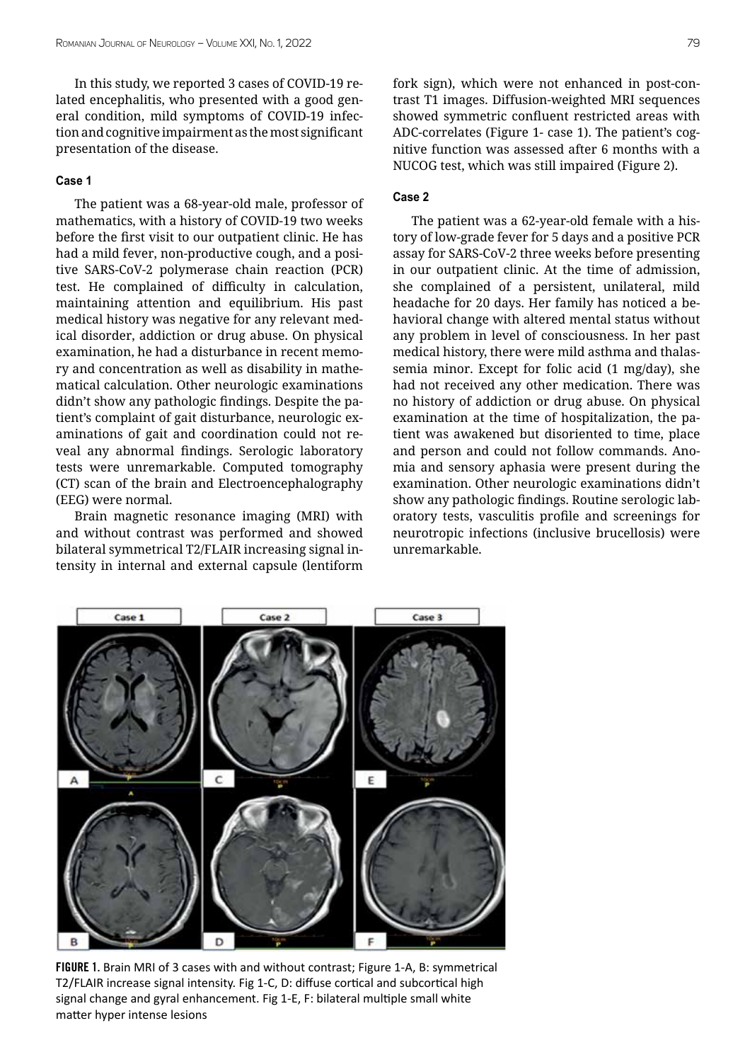In this study, we reported 3 cases of COVID-19 related encephalitis, who presented with a good general condition, mild symptoms of COVID-19 infection and cognitive impairment as the most significant presentation of the disease.

### Case 1

The patient was a 68-year-old male, professor of mathematics, with a history of COVID-19 two weeks before the first visit to our outpatient clinic. He has had a mild fever, non-productive cough, and a positive SARS-CoV-2 polymerase chain reaction (PCR) test. He complained of difficulty in calculation, maintaining attention and equilibrium. His past medical history was negative for any relevant medical disorder, addiction or drug abuse. On physical examination, he had a disturbance in recent memory and concentration as well as disability in mathematical calculation. Other neurologic examinations didn't show any pathologic findings. Despite the patient's complaint of gait disturbance, neurologic examinations of gait and coordination could not reveal any abnormal findings. Serologic laboratory tests were unremarkable. Computed tomography (CT) scan of the brain and Electroencephalography (EEG) were normal.

Brain magnetic resonance imaging (MRI) with and without contrast was performed and showed bilateral symmetrical T2/FLAIR increasing signal intensity in internal and external capsule (lentiform fork sign), which were not enhanced in post-contrast T1 images. Diffusion-weighted MRI sequences showed symmetric confluent restricted areas with ADC-correlates (Figure 1- case 1). The patient's cognitive function was assessed after 6 months with a NUCOG test, which was still impaired (Figure 2).

### Case 2

The patient was a 62-year-old female with a history of low-grade fever for 5 days and a positive PCR assay for SARS-CoV-2 three weeks before presenting in our outpatient clinic. At the time of admission, she complained of a persistent, unilateral, mild headache for 20 days. Her family has noticed a behavioral change with altered mental status without any problem in level of consciousness. In her past medical history, there were mild asthma and thalassemia minor. Except for folic acid (1 mg/day), she had not received any other medication. There was no history of addiction or drug abuse. On physical examination at the time of hospitalization, the patient was awakened but disoriented to time, place and person and could not follow commands. Anomia and sensory aphasia were present during the examination. Other neurologic examinations didn't show any pathologic findings. Routine serologic laboratory tests, vasculitis profile and screenings for neurotropic infections (inclusive brucellosis) were unremarkable.

**FIGURE 1.** Brain MRI of 3 cases with and without contrast; Figure 1-A, B: symmetrical T2/FLAIR increase signal intensity. Fig 1-C, D: diffuse cortical and subcortical high signal change and gyral enhancement. Fig 1-E, F: bilateral multiple small white matter hyper intense lesions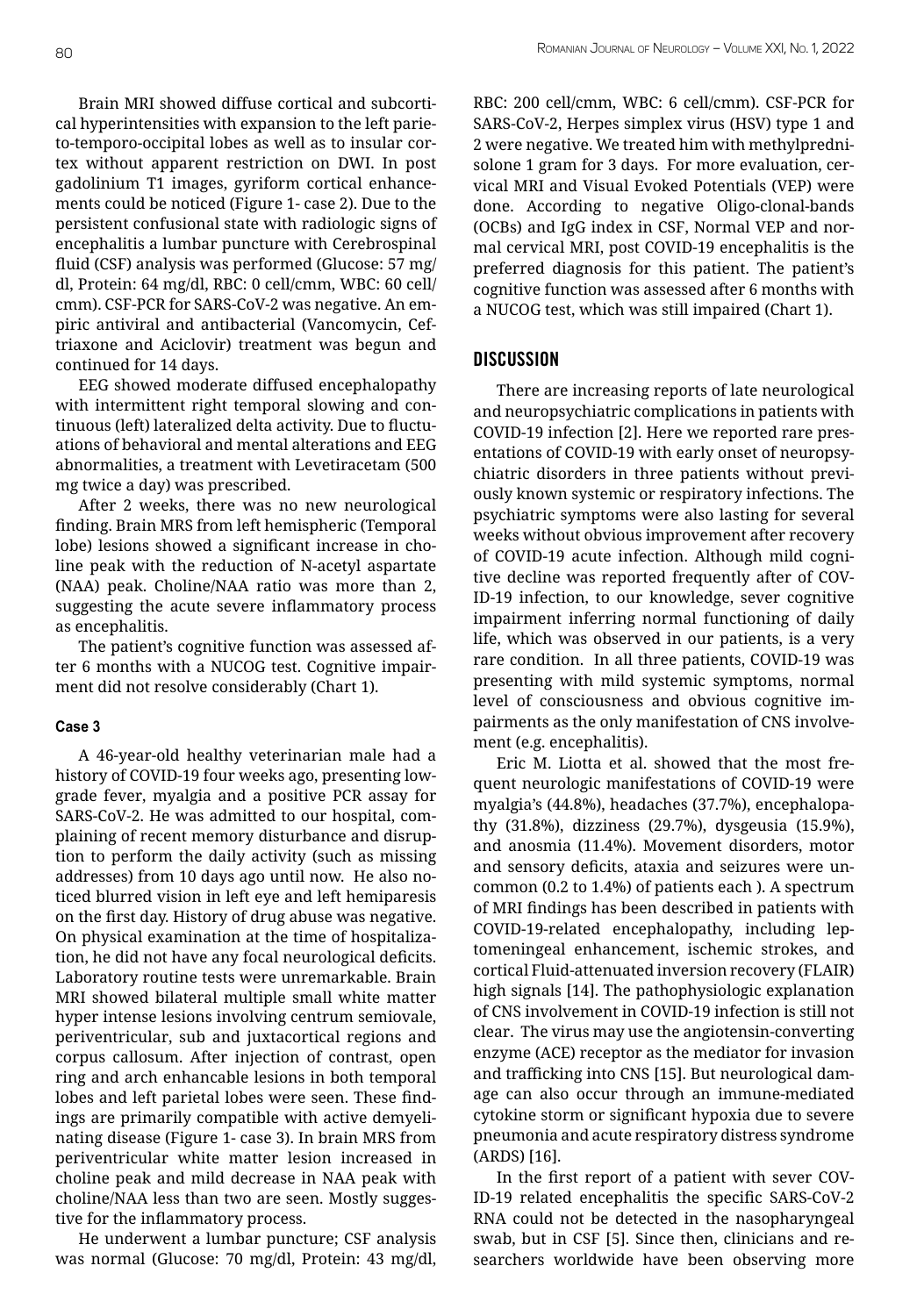Brain MRI showed diffuse cortical and subcortical hyperintensities with expansion to the left parieto-temporo-occipital lobes as well as to insular cortex without apparent restriction on DWI. In post gadolinium T1 images, gyriform cortical enhancements could be noticed (Figure 1- case 2). Due to the persistent confusional state with radiologic signs of encephalitis a lumbar puncture with Cerebrospinal fluid (CSF) analysis was performed (Glucose: 57 mg/dl, Protein: 64 mg/dl, RBC: 0 cell/cmm, WBC: 60 cell/cmm). CSF-PCR for SARS-CoV-2 was negative. An empiric antiviral and antibacterial (Vancomycin, Ceftriaxone and Aciclovir) treatment was begun and continued for 14 days.

EEG showed moderate diffused encephalopathy with intermittent right temporal slowing and continuous (left) lateralized delta activity. Due to fluctuations of behavioral and mental alterations and EEG abnormalities, a treatment with Levetiracetam (500 mg twice a day) was prescribed.

After 2 weeks, there was no new neurological finding. Brain MRS from left hemispheric (Temporal lobe) lesions showed a significant increase in choline peak with the reduction of N-acetyl aspartate (NAA) peak. Choline/NAA ratio was more than 2, suggesting the acute severe inflammatory process as encephalitis.

The patient's cognitive function was assessed after 6 months with a NUCOG test. Cognitive impairment did not resolve considerably (Chart 1).

#### Case 3

A 46-year-old healthy veterinarian male had a history of COVID-19 four weeks ago, presenting low-grade fever, myalgia and a positive PCR assay for SARS-CoV-2. He was admitted to our hospital, complaining of recent memory disturbance and disruption to perform the daily activity (such as missing addresses) from 10 days ago until now. He also noticed blurred vision in left eye and left hemiparesis on the first day. History of drug abuse was negative. On physical examination at the time of hospitalization, he did not have any focal neurological deficits. Laboratory routine tests were unremarkable. Brain MRI showed bilateral multiple small white matter hyper intense lesions involving centrum semiovale, periventricular, sub and juxtacortical regions and corpus callosum. After injection of contrast, open ring and arch enhancable lesions in both temporal lobes and left parietal lobes were seen. These findings are primarily compatible with active demyelinating disease (Figure 1- case 3). In brain MRS from periventricular white matter lesion increased in choline peak and mild decrease in NAA peak with choline/NAA less than two are seen. Mostly suggestive for the inflammatory process.

He underwent a lumbar puncture; CSF analysis was normal (Glucose: 70 mg/dl, Protein: 43 mg/dl, RBC: 200 cell/cmm, WBC: 6 cell/cmm). CSF-PCR for SARS-CoV-2, Herpes simplex virus (HSV) type 1 and 2 were negative. We treated him with methylprednisolone 1 gram for 3 days. For more evaluation, cervical MRI and Visual Evoked Potentials (VEP) were done. According to negative Oligo-clonal-bands (OCBs) and IgG index in CSF, Normal VEP and normal cervical MRI, post COVID-19 encephalitis is the preferred diagnosis for this patient. The patient's cognitive function was assessed after 6 months with a NUCOG test, which was still impaired (Chart 1).

## DISCUSSION

There are increasing reports of late neurological and neuropsychiatric complications in patients with COVID-19 infection [2]. Here we reported rare presentations of COVID-19 with early onset of neuropsychiatric disorders in three patients without previously known systemic or respiratory infections. The psychiatric symptoms were also lasting for several weeks without obvious improvement after recovery of COVID-19 acute infection. Although mild cognitive decline was reported frequently after of COVID-19 infection, to our knowledge, sever cognitive impairment inferring normal functioning of daily life, which was observed in our patients, is a very rare condition. In all three patients, COVID-19 was presenting with mild systemic symptoms, normal level of consciousness and obvious cognitive impairments as the only manifestation of CNS involvement (e.g. encephalitis).

Eric M. Liotta et al. showed that the most frequent neurologic manifestations of COVID-19 were myalgia's (44.8%), headaches (37.7%), encephalopathy (31.8%), dizziness (29.7%), dysgeusia (15.9%), and anosmia (11.4%). Movement disorders, motor and sensory deficits, ataxia and seizures were uncommon (0.2 to 1.4%) of patients each ). A spectrum of MRI findings has been described in patients with COVID-19-related encephalopathy, including leptomeningeal enhancement, ischemic strokes, and cortical Fluid-attenuated inversion recovery (FLAIR) high signals [14]. The pathophysiologic explanation of CNS involvement in COVID-19 infection is still not clear. The virus may use the angiotensin-converting enzyme (ACE) receptor as the mediator for invasion and trafficking into CNS [15]. But neurological damage can also occur through an immune-mediated cytokine storm or significant hypoxia due to severe pneumonia and acute respiratory distress syndrome (ARDS) [16].

In the first report of a patient with sever COVID-19 related encephalitis the specific SARS-CoV-2 RNA could not be detected in the nasopharyngeal swab, but in CSF [5]. Since then, clinicians and researchers worldwide have been observing more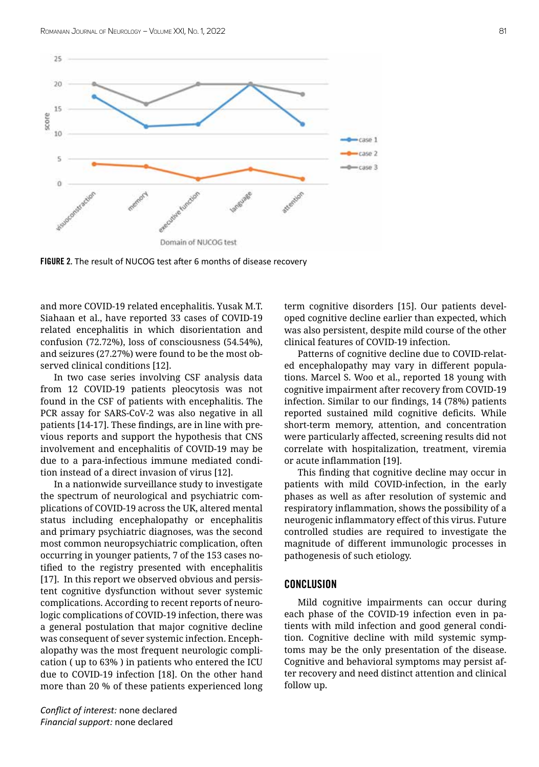FIGURE 2. The result of NUCOG test after 6 months of disease recovery

and more COVID-19 related encephalitis. Yusak M.T. Siahaan et al., have reported 33 cases of COVID-19 related encephalitis in which disorientation and confusion (72.72%), loss of consciousness (54.54%), and seizures (27.27%) were found to be the most observed clinical conditions [12].

In two case series involving CSF analysis data from 12 COVID-19 patients pleocytosis was not found in the CSF of patients with encephalitis. The PCR assay for SARS-CoV-2 was also negative in all patients [14-17]. These findings, are in line with previous reports and support the hypothesis that CNS involvement and encephalitis of COVID-19 may be due to a para-infectious immune mediated condition instead of a direct invasion of virus [12].

In a nationwide surveillance study to investigate the spectrum of neurological and psychiatric complications of COVID-19 across the UK, altered mental status including encephalopathy or encephalitis and primary psychiatric diagnoses, was the second most common neuropsychiatric complication, often occurring in younger patients, 7 of the 153 cases notified to the registry presented with encephalitis [17]. In this report we observed obvious and persistent cognitive dysfunction without sever systemic complications. According to recent reports of neurologic complications of COVID-19 infection, there was a general postulation that major cognitive decline was consequent of sever systemic infection. Encephalopathy was the most frequent neurologic complication ( up to 63% ) in patients who entered the ICU due to COVID-19 infection [18]. On the other hand more than 20 % of these patients experienced long term cognitive disorders [15]. Our patients developed cognitive decline earlier than expected, which was also persistent, despite mild course of the other clinical features of COVID-19 infection.

Patterns of cognitive decline due to COVID-related encephalopathy may vary in different populations. Marcel S. Woo et al., reported 18 young with cognitive impairment after recovery from COVID-19 infection. Similar to our findings, 14 (78%) patients reported sustained mild cognitive deficits. While short-term memory, attention, and concentration were particularly affected, screening results did not correlate with hospitalization, treatment, viremia or acute inflammation [19].

This finding that cognitive decline may occur in patients with mild COVID-infection, in the early phases as well as after resolution of systemic and respiratory inflammation, shows the possibility of a neurogenic inflammatory effect of this virus. Future controlled studies are required to investigate the magnitude of different immunologic processes in pathogenesis of such etiology.

## CONCLUSION

Mild cognitive impairments can occur during each phase of the COVID-19 infection even in patients with mild infection and good general condition. Cognitive decline with mild systemic symptoms may be the only presentation of the disease. Cognitive and behavioral symptoms may persist after recovery and need distinct attention and clinical follow up.

*Conflict of interest:* none declared
*Financial support:* none declared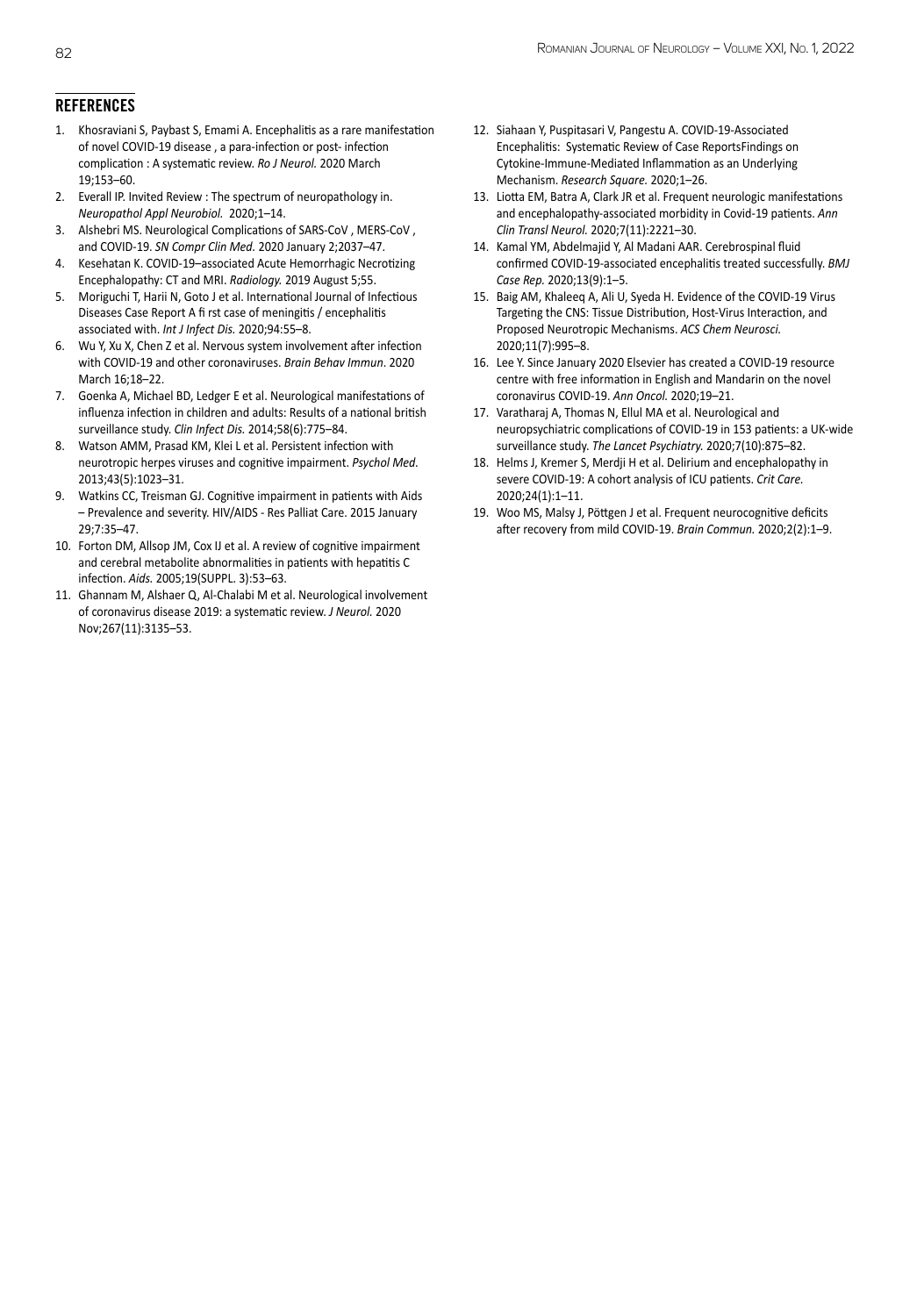## REFERENCES

1. Khosraviani S, Paybast S, Emami A. Encephalitis as a rare manifestation of novel COVID-19 disease , a para-infection or post- infection complication : A systematic review. *Ro J Neurol.* 2020 March 19;153–60.
2. Everall IP. Invited Review : The spectrum of neuropathology in. *Neuropathol Appl Neurobiol.* 2020;1–14.
3. Alshebri MS. Neurological Complications of SARS-CoV , MERS-CoV , and COVID-19. *SN Compr Clin Med.* 2020 January 2;2037–47.
4. Kesehatan K. COVID-19–associated Acute Hemorrhagic Necrotizing Encephalopathy: CT and MRI. *Radiology.* 2019 August 5;55.
5. Moriguchi T, Harii N, Goto J et al. International Journal of Infectious Diseases Case Report A fi rst case of meningitis / encephalitis associated with. *Int J Infect Dis.* 2020;94:55–8.
6. Wu Y, Xu X, Chen Z et al. Nervous system involvement after infection with COVID-19 and other coronaviruses. *Brain Behav Immun*. 2020 March 16;18–22.
7. Goenka A, Michael BD, Ledger E et al. Neurological manifestations of influenza infection in children and adults: Results of a national british surveillance study. *Clin Infect Dis.* 2014;58(6):775–84.
8. Watson AMM, Prasad KM, Klei L et al. Persistent infection with neurotropic herpes viruses and cognitive impairment. *Psychol Med.* 2013;43(5):1023–31.
9. Watkins CC, Treisman GJ. Cognitive impairment in patients with Aids – Prevalence and severity. HIV/AIDS - Res Palliat Care. 2015 January 29;7:35–47.
10. Forton DM, Allsop JM, Cox IJ et al. A review of cognitive impairment and cerebral metabolite abnormalities in patients with hepatitis C infection. *Aids.* 2005;19(SUPPL. 3):53–63.
11. Ghannam M, Alshaer Q, Al-Chalabi M et al. Neurological involvement of coronavirus disease 2019: a systematic review. *J Neurol.* 2020 Nov;267(11):3135–53.
12. Siahaan Y, Puspitasari V, Pangestu A. COVID-19-Associated Encephalitis: Systematic Review of Case ReportsFindings on Cytokine-Immune-Mediated Inflammation as an Underlying Mechanism. *Research Square.* 2020;1–26.
13. Liotta EM, Batra A, Clark JR et al. Frequent neurologic manifestations and encephalopathy-associated morbidity in Covid-19 patients. *Ann Clin Transl Neurol.* 2020;7(11):2221–30.
14. Kamal YM, Abdelmajid Y, Al Madani AAR. Cerebrospinal fluid confirmed COVID-19-associated encephalitis treated successfully. *BMJ Case Rep.* 2020;13(9):1–5.
15. Baig AM, Khaleeq A, Ali U, Syeda H. Evidence of the COVID-19 Virus Targeting the CNS: Tissue Distribution, Host-Virus Interaction, and Proposed Neurotropic Mechanisms. *ACS Chem Neurosci.* 2020;11(7):995–8.
16. Lee Y. Since January 2020 Elsevier has created a COVID-19 resource centre with free information in English and Mandarin on the novel coronavirus COVID-19. *Ann Oncol.* 2020;19–21.
17. Varatharaj A, Thomas N, Ellul MA et al. Neurological and neuropsychiatric complications of COVID-19 in 153 patients: a UK-wide surveillance study. *The Lancet Psychiatry.* 2020;7(10):875–82.
18. Helms J, Kremer S, Merdji H et al. Delirium and encephalopathy in severe COVID-19: A cohort analysis of ICU patients. *Crit Care.* 2020;24(1):1–11.
19. Woo MS, Malsy J, Pöttgen J et al. Frequent neurocognitive deficits after recovery from mild COVID-19. *Brain Commun.* 2020;2(2):1–9.